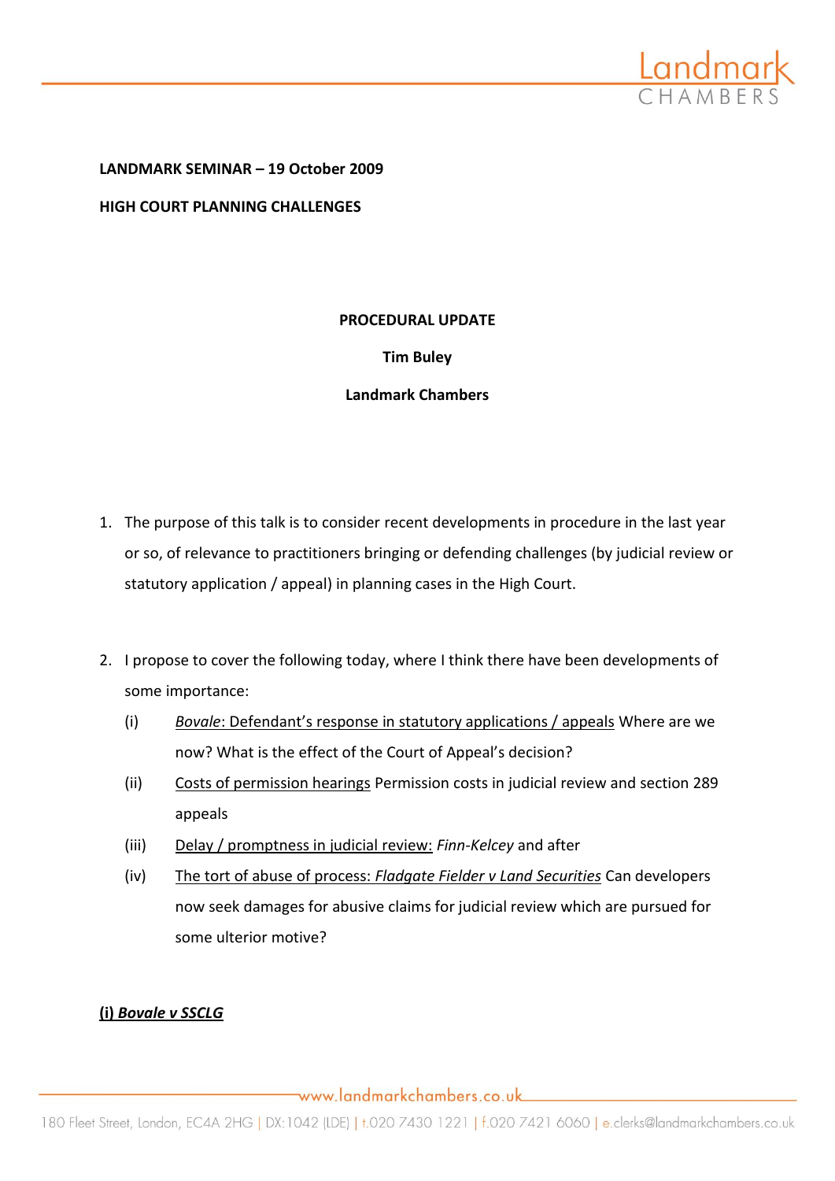**LANDMARK SEMINAR – 19 October 2009**

**HIGH COURT PLANNING CHALLENGES**

**PROCEDURAL UPDATE**

**Tim Buley**

**Landmark Chambers**

1. The purpose of this talk is to consider recent developments in procedure in the last year or so, of relevance to practitioners bringing or defending challenges (by judicial review or statutory application / appeal) in planning cases in the High Court.

2. I propose to cover the following today, where I think there have been developments of some importance:
   (i) *Bovale*: Defendant's response in statutory applications / appeals Where are we now? What is the effect of the Court of Appeal's decision?
   (ii) Costs of permission hearings Permission costs in judicial review and section 289 appeals
   (iii) Delay / promptness in judicial review: *Finn-Kelcey* and after
   (iv) The tort of abuse of process: *Fladgate Fielder v Land Securities* Can developers now seek damages for abusive claims for judicial review which are pursued for some ulterior motive?

**(i) *Bovale v SSCLG***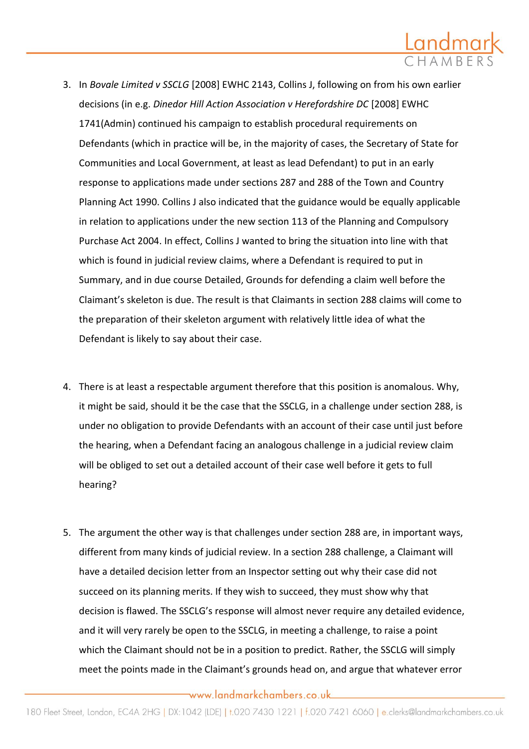3. In *Bovale Limited v SSCLG* [2008] EWHC 2143, Collins J, following on from his own earlier decisions (in e.g. *Dinedor Hill Action Association v Herefordshire DC* [2008] EWHC 1741(Admin) continued his campaign to establish procedural requirements on Defendants (which in practice will be, in the majority of cases, the Secretary of State for Communities and Local Government, at least as lead Defendant) to put in an early response to applications made under sections 287 and 288 of the Town and Country Planning Act 1990. Collins J also indicated that the guidance would be equally applicable in relation to applications under the new section 113 of the Planning and Compulsory Purchase Act 2004. In effect, Collins J wanted to bring the situation into line with that which is found in judicial review claims, where a Defendant is required to put in Summary, and in due course Detailed, Grounds for defending a claim well before the Claimant's skeleton is due. The result is that Claimants in section 288 claims will come to the preparation of their skeleton argument with relatively little idea of what the Defendant is likely to say about their case.

4. There is at least a respectable argument therefore that this position is anomalous. Why, it might be said, should it be the case that the SSCLG, in a challenge under section 288, is under no obligation to provide Defendants with an account of their case until just before the hearing, when a Defendant facing an analogous challenge in a judicial review claim will be obliged to set out a detailed account of their case well before it gets to full hearing?

5. The argument the other way is that challenges under section 288 are, in important ways, different from many kinds of judicial review. In a section 288 challenge, a Claimant will have a detailed decision letter from an Inspector setting out why their case did not succeed on its planning merits. If they wish to succeed, they must show why that decision is flawed. The SSCLG's response will almost never require any detailed evidence, and it will very rarely be open to the SSCLG, in meeting a challenge, to raise a point which the Claimant should not be in a position to predict. Rather, the SSCLG will simply meet the points made in the Claimant's grounds head on, and argue that whatever error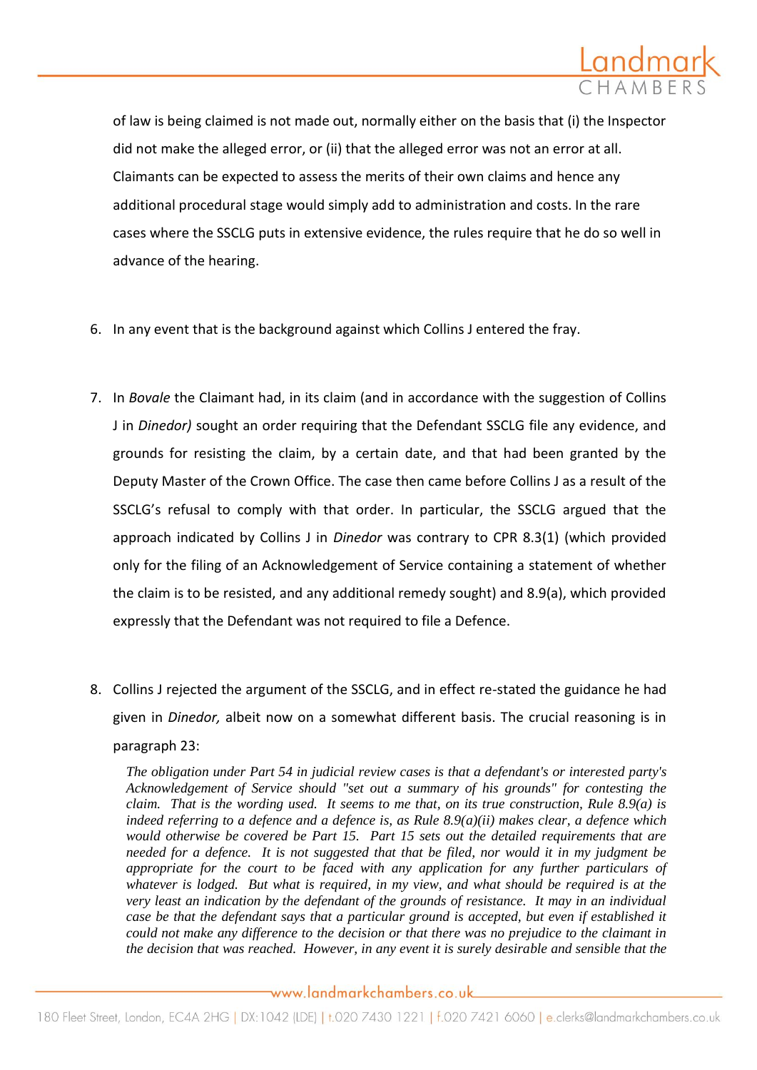of law is being claimed is not made out, normally either on the basis that (i) the Inspector did not make the alleged error, or (ii) that the alleged error was not an error at all. Claimants can be expected to assess the merits of their own claims and hence any additional procedural stage would simply add to administration and costs. In the rare cases where the SSCLG puts in extensive evidence, the rules require that he do so well in advance of the hearing.

6. In any event that is the background against which Collins J entered the fray.

7. In *Bovale* the Claimant had, in its claim (and in accordance with the suggestion of Collins J in *Dinedor)* sought an order requiring that the Defendant SSCLG file any evidence, and grounds for resisting the claim, by a certain date, and that had been granted by the Deputy Master of the Crown Office. The case then came before Collins J as a result of the SSCLG's refusal to comply with that order. In particular, the SSCLG argued that the approach indicated by Collins J in *Dinedor* was contrary to CPR 8.3(1) (which provided only for the filing of an Acknowledgement of Service containing a statement of whether the claim is to be resisted, and any additional remedy sought) and 8.9(a), which provided expressly that the Defendant was not required to file a Defence.

8. Collins J rejected the argument of the SSCLG, and in effect re-stated the guidance he had given in *Dinedor,* albeit now on a somewhat different basis. The crucial reasoning is in paragraph 23:

   > *The obligation under Part 54 in judicial review cases is that a defendant's or interested party's Acknowledgement of Service should "set out a summary of his grounds" for contesting the claim. That is the wording used. It seems to me that, on its true construction, Rule 8.9(a) is indeed referring to a defence and a defence is, as Rule 8.9(a)(ii) makes clear, a defence which would otherwise be covered be Part 15. Part 15 sets out the detailed requirements that are needed for a defence. It is not suggested that that be filed, nor would it in my judgment be appropriate for the court to be faced with any application for any further particulars of whatever is lodged. But what is required, in my view, and what should be required is at the very least an indication by the defendant of the grounds of resistance. It may in an individual case be that the defendant says that a particular ground is accepted, but even if established it could not make any difference to the decision or that there was no prejudice to the claimant in the decision that was reached. However, in any event it is surely desirable and sensible that the*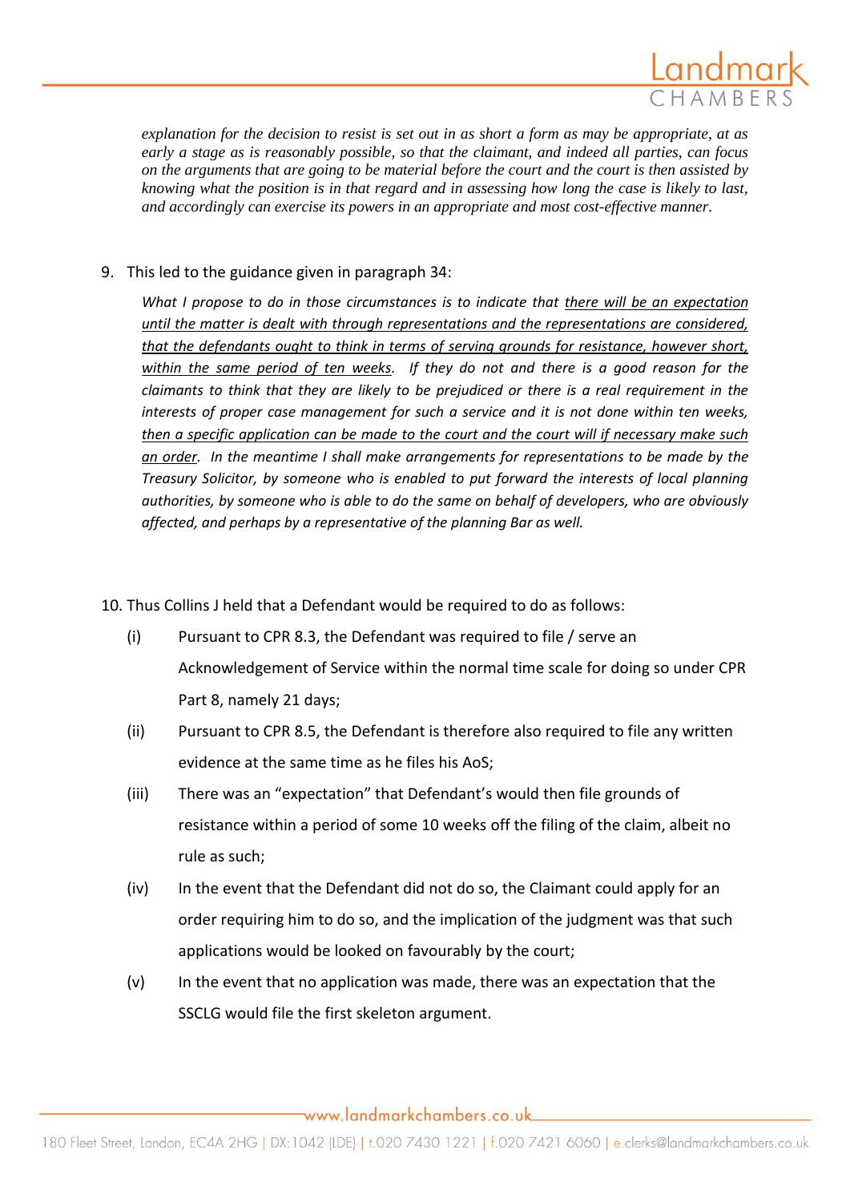*explanation for the decision to resist is set out in as short a form as may be appropriate, at as early a stage as is reasonably possible, so that the claimant, and indeed all parties, can focus on the arguments that are going to be material before the court and the court is then assisted by knowing what the position is in that regard and in assessing how long the case is likely to last, and accordingly can exercise its powers in an appropriate and most cost-effective manner.*

9. This led to the guidance given in paragraph 34:

*What I propose to do in those circumstances is to indicate that <u>there will be an expectation until the matter is dealt with through representations and the representations are considered, that the defendants ought to think in terms of serving grounds for resistance, however short, within the same period of ten weeks</u>. If they do not and there is a good reason for the claimants to think that they are likely to be prejudiced or there is a real requirement in the interests of proper case management for such a service and it is not done within ten weeks, <u>then a specific application can be made to the court and the court will if necessary make such an order</u>. In the meantime I shall make arrangements for representations to be made by the Treasury Solicitor, by someone who is enabled to put forward the interests of local planning authorities, by someone who is able to do the same on behalf of developers, who are obviously affected, and perhaps by a representative of the planning Bar as well.*

10. Thus Collins J held that a Defendant would be required to do as follows:

   (i) Pursuant to CPR 8.3, the Defendant was required to file / serve an Acknowledgement of Service within the normal time scale for doing so under CPR Part 8, namely 21 days;

   (ii) Pursuant to CPR 8.5, the Defendant is therefore also required to file any written evidence at the same time as he files his AoS;

   (iii) There was an "expectation" that Defendant's would then file grounds of resistance within a period of some 10 weeks off the filing of the claim, albeit no rule as such;

   (iv) In the event that the Defendant did not do so, the Claimant could apply for an order requiring him to do so, and the implication of the judgment was that such applications would be looked on favourably by the court;

   (v) In the event that no application was made, there was an expectation that the SSCLG would file the first skeleton argument.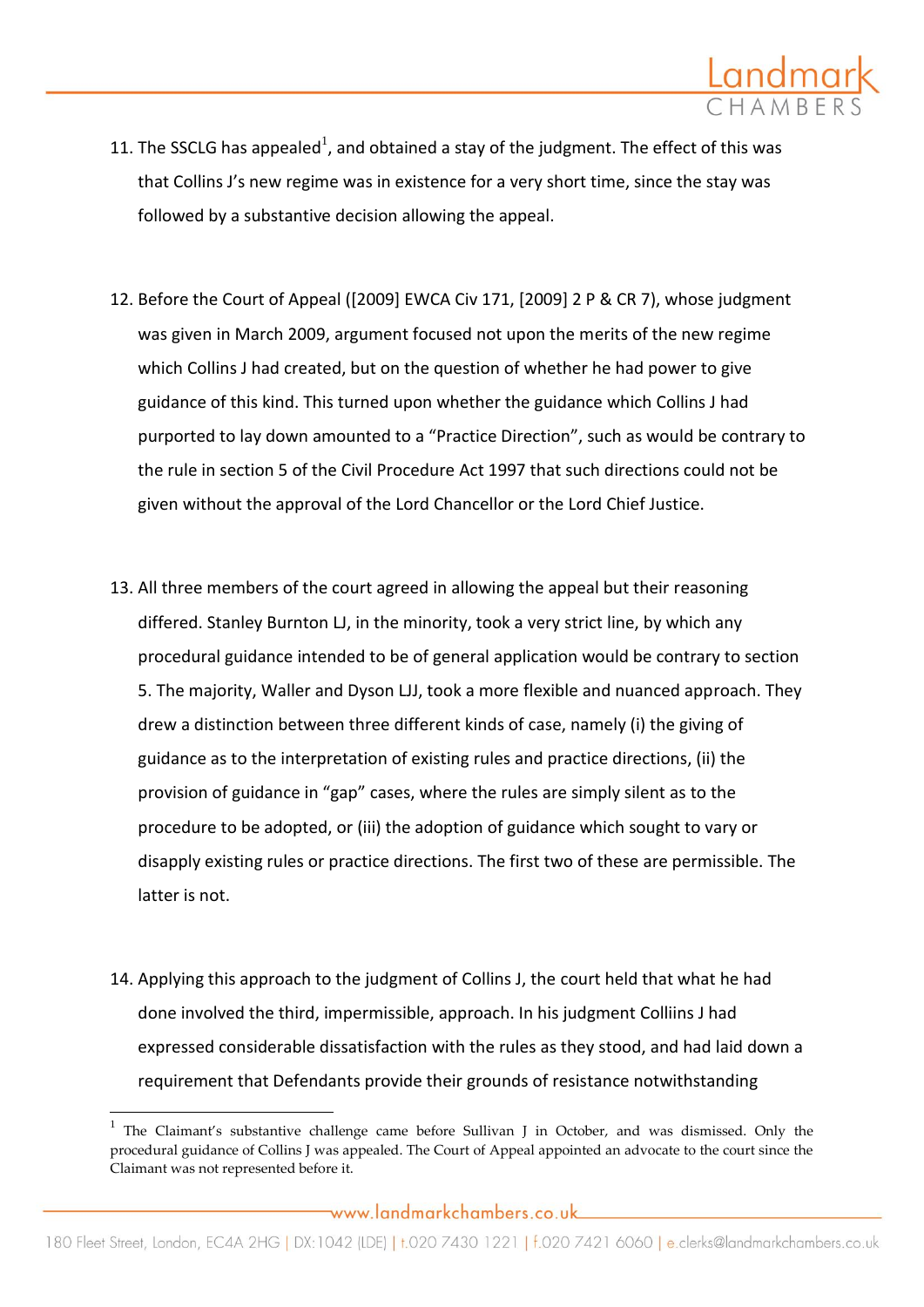11. The SSCLG has appealed[1], and obtained a stay of the judgment. The effect of this was that Collins J's new regime was in existence for a very short time, since the stay was followed by a substantive decision allowing the appeal.

12. Before the Court of Appeal ([2009] EWCA Civ 171, [2009] 2 P & CR 7), whose judgment was given in March 2009, argument focused not upon the merits of the new regime which Collins J had created, but on the question of whether he had power to give guidance of this kind. This turned upon whether the guidance which Collins J had purported to lay down amounted to a "Practice Direction", such as would be contrary to the rule in section 5 of the Civil Procedure Act 1997 that such directions could not be given without the approval of the Lord Chancellor or the Lord Chief Justice.

13. All three members of the court agreed in allowing the appeal but their reasoning differed. Stanley Burnton LJ, in the minority, took a very strict line, by which any procedural guidance intended to be of general application would be contrary to section 5. The majority, Waller and Dyson LJJ, took a more flexible and nuanced approach. They drew a distinction between three different kinds of case, namely (i) the giving of guidance as to the interpretation of existing rules and practice directions, (ii) the provision of guidance in "gap" cases, where the rules are simply silent as to the procedure to be adopted, or (iii) the adoption of guidance which sought to vary or disapply existing rules or practice directions. The first two of these are permissible. The latter is not.

14. Applying this approach to the judgment of Collins J, the court held that what he had done involved the third, impermissible, approach. In his judgment Colliins J had expressed considerable dissatisfaction with the rules as they stood, and had laid down a requirement that Defendants provide their grounds of resistance notwithstanding

[1] The Claimant's substantive challenge came before Sullivan J in October, and was dismissed. Only the procedural guidance of Collins J was appealed. The Court of Appeal appointed an advocate to the court since the Claimant was not represented before it.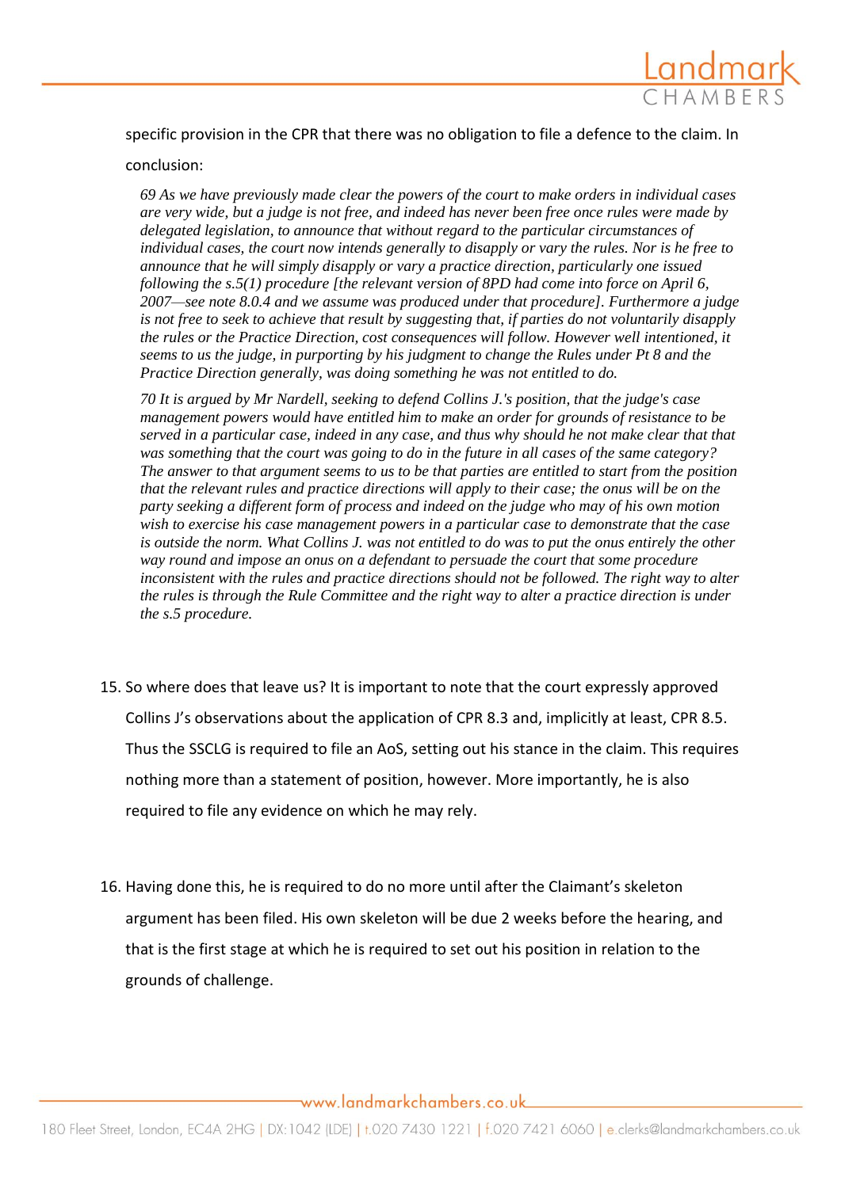specific provision in the CPR that there was no obligation to file a defence to the claim. In conclusion:

> *69 As we have previously made clear the powers of the court to make orders in individual cases are very wide, but a judge is not free, and indeed has never been free once rules were made by delegated legislation, to announce that without regard to the particular circumstances of individual cases, the court now intends generally to disapply or vary the rules. Nor is he free to announce that he will simply disapply or vary a practice direction, particularly one issued following the s.5(1) procedure [the relevant version of 8PD had come into force on April 6, 2007—see note 8.0.4 and we assume was produced under that procedure]. Furthermore a judge is not free to seek to achieve that result by suggesting that, if parties do not voluntarily disapply the rules or the Practice Direction, cost consequences will follow. However well intentioned, it seems to us the judge, in purporting by his judgment to change the Rules under Pt 8 and the Practice Direction generally, was doing something he was not entitled to do.*
>
> *70 It is argued by Mr Nardell, seeking to defend Collins J.'s position, that the judge's case management powers would have entitled him to make an order for grounds of resistance to be served in a particular case, indeed in any case, and thus why should he not make clear that that was something that the court was going to do in the future in all cases of the same category? The answer to that argument seems to us to be that parties are entitled to start from the position that the relevant rules and practice directions will apply to their case; the onus will be on the party seeking a different form of process and indeed on the judge who may of his own motion wish to exercise his case management powers in a particular case to demonstrate that the case is outside the norm. What Collins J. was not entitled to do was to put the onus entirely the other way round and impose an onus on a defendant to persuade the court that some procedure inconsistent with the rules and practice directions should not be followed. The right way to alter the rules is through the Rule Committee and the right way to alter a practice direction is under the s.5 procedure.*

15. So where does that leave us? It is important to note that the court expressly approved Collins J's observations about the application of CPR 8.3 and, implicitly at least, CPR 8.5. Thus the SSCLG is required to file an AoS, setting out his stance in the claim. This requires nothing more than a statement of position, however. More importantly, he is also required to file any evidence on which he may rely.

16. Having done this, he is required to do no more until after the Claimant's skeleton argument has been filed. His own skeleton will be due 2 weeks before the hearing, and that is the first stage at which he is required to set out his position in relation to the grounds of challenge.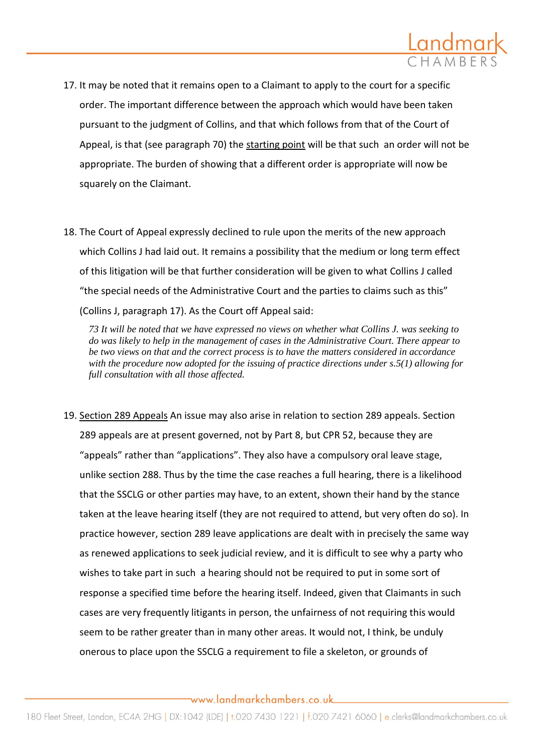17. It may be noted that it remains open to a Claimant to apply to the court for a specific order. The important difference between the approach which would have been taken pursuant to the judgment of Collins, and that which follows from that of the Court of Appeal, is that (see paragraph 70) the <u>starting point</u> will be that such an order will not be appropriate. The burden of showing that a different order is appropriate will now be squarely on the Claimant.

18. The Court of Appeal expressly declined to rule upon the merits of the new approach which Collins J had laid out. It remains a possibility that the medium or long term effect of this litigation will be that further consideration will be given to what Collins J called "the special needs of the Administrative Court and the parties to claims such as this" (Collins J, paragraph 17). As the Court off Appeal said:

    *73 It will be noted that we have expressed no views on whether what Collins J. was seeking to do was likely to help in the management of cases in the Administrative Court. There appear to be two views on that and the correct process is to have the matters considered in accordance with the procedure now adopted for the issuing of practice directions under s.5(1) allowing for full consultation with all those affected.*

19. <u>Section 289 Appeals</u> An issue may also arise in relation to section 289 appeals. Section 289 appeals are at present governed, not by Part 8, but CPR 52, because they are "appeals" rather than "applications". They also have a compulsory oral leave stage, unlike section 288. Thus by the time the case reaches a full hearing, there is a likelihood that the SSCLG or other parties may have, to an extent, shown their hand by the stance taken at the leave hearing itself (they are not required to attend, but very often do so). In practice however, section 289 leave applications are dealt with in precisely the same way as renewed applications to seek judicial review, and it is difficult to see why a party who wishes to take part in such a hearing should not be required to put in some sort of response a specified time before the hearing itself. Indeed, given that Claimants in such cases are very frequently litigants in person, the unfairness of not requiring this would seem to be rather greater than in many other areas. It would not, I think, be unduly onerous to place upon the SSCLG a requirement to file a skeleton, or grounds of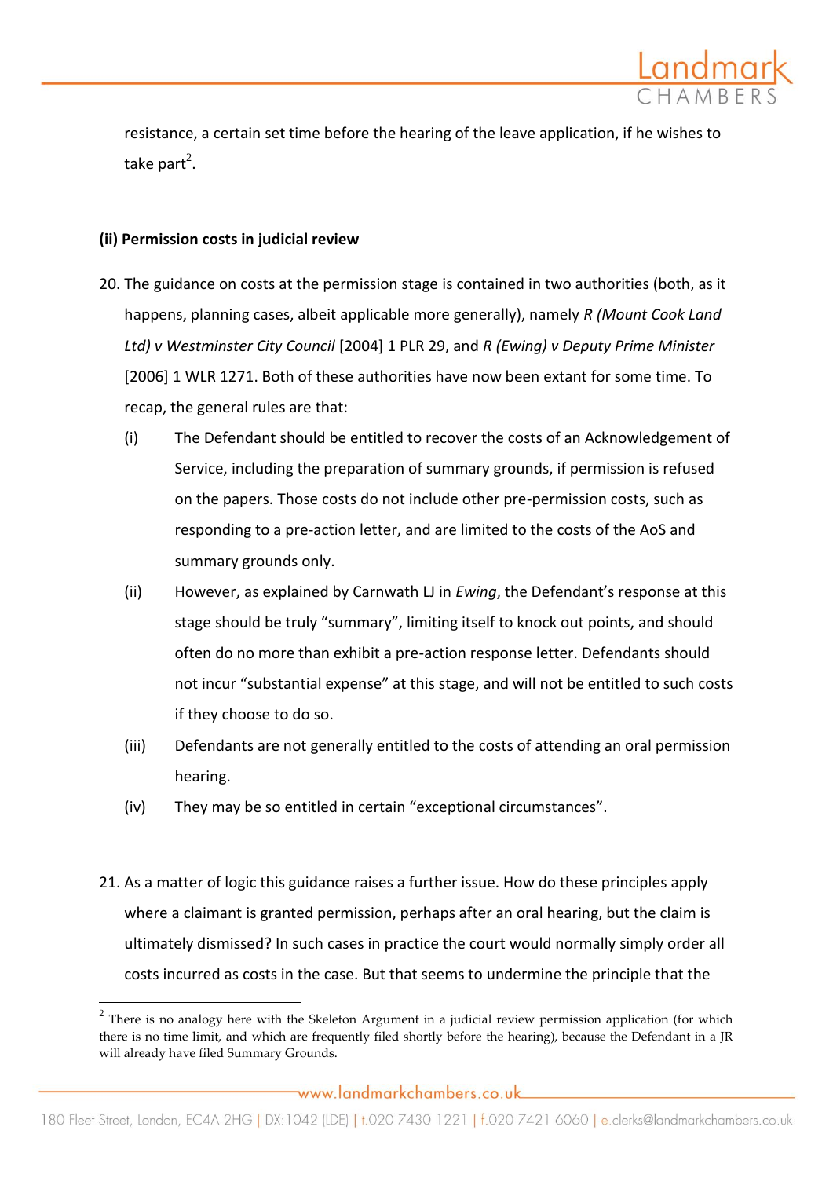resistance, a certain set time before the hearing of the leave application, if he wishes to take part[2].

**(ii) Permission costs in judicial review**

20. The guidance on costs at the permission stage is contained in two authorities (both, as it happens, planning cases, albeit applicable more generally), namely *R (Mount Cook Land Ltd) v Westminster City Council* [2004] 1 PLR 29, and *R (Ewing) v Deputy Prime Minister* [2006] 1 WLR 1271. Both of these authorities have now been extant for some time. To recap, the general rules are that:

    (i) The Defendant should be entitled to recover the costs of an Acknowledgement of Service, including the preparation of summary grounds, if permission is refused on the papers. Those costs do not include other pre-permission costs, such as responding to a pre-action letter, and are limited to the costs of the AoS and summary grounds only.

    (ii) However, as explained by Carnwath LJ in *Ewing*, the Defendant's response at this stage should be truly "summary", limiting itself to knock out points, and should often do no more than exhibit a pre-action response letter. Defendants should not incur "substantial expense" at this stage, and will not be entitled to such costs if they choose to do so.

    (iii) Defendants are not generally entitled to the costs of attending an oral permission hearing.

    (iv) They may be so entitled in certain "exceptional circumstances".

21. As a matter of logic this guidance raises a further issue. How do these principles apply where a claimant is granted permission, perhaps after an oral hearing, but the claim is ultimately dismissed? In such cases in practice the court would normally simply order all costs incurred as costs in the case. But that seems to undermine the principle that the

---

[2] There is no analogy here with the Skeleton Argument in a judicial review permission application (for which there is no time limit, and which are frequently filed shortly before the hearing), because the Defendant in a JR will already have filed Summary Grounds.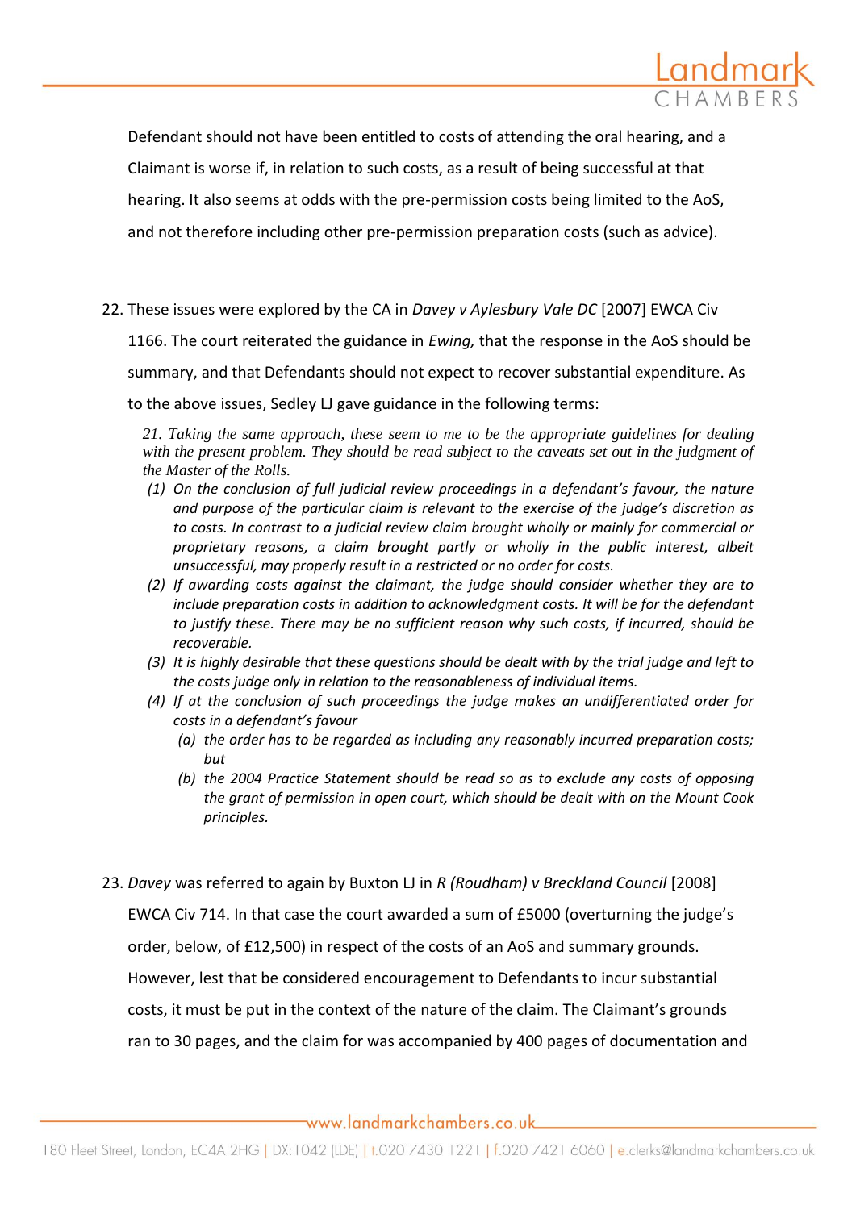Defendant should not have been entitled to costs of attending the oral hearing, and a Claimant is worse if, in relation to such costs, as a result of being successful at that hearing. It also seems at odds with the pre-permission costs being limited to the AoS, and not therefore including other pre-permission preparation costs (such as advice).

22. These issues were explored by the CA in *Davey v Aylesbury Vale DC* [2007] EWCA Civ 1166. The court reiterated the guidance in *Ewing,* that the response in the AoS should be summary, and that Defendants should not expect to recover substantial expenditure. As to the above issues, Sedley LJ gave guidance in the following terms:

> *21. Taking the same approach, these seem to me to be the appropriate guidelines for dealing with the present problem. They should be read subject to the caveats set out in the judgment of the Master of the Rolls.*
>
> *(1) On the conclusion of full judicial review proceedings in a defendant's favour, the nature and purpose of the particular claim is relevant to the exercise of the judge's discretion as to costs. In contrast to a judicial review claim brought wholly or mainly for commercial or proprietary reasons, a claim brought partly or wholly in the public interest, albeit unsuccessful, may properly result in a restricted or no order for costs.*
>
> *(2) If awarding costs against the claimant, the judge should consider whether they are to include preparation costs in addition to acknowledgment costs. It will be for the defendant to justify these. There may be no sufficient reason why such costs, if incurred, should be recoverable.*
>
> *(3) It is highly desirable that these questions should be dealt with by the trial judge and left to the costs judge only in relation to the reasonableness of individual items.*
>
> *(4) If at the conclusion of such proceedings the judge makes an undifferentiated order for costs in a defendant's favour*
>
> *(a) the order has to be regarded as including any reasonably incurred preparation costs; but*
>
> *(b) the 2004 Practice Statement should be read so as to exclude any costs of opposing the grant of permission in open court, which should be dealt with on the Mount Cook principles.*

23. *Davey* was referred to again by Buxton LJ in *R (Roudham) v Breckland Council* [2008] EWCA Civ 714. In that case the court awarded a sum of £5000 (overturning the judge's order, below, of £12,500) in respect of the costs of an AoS and summary grounds. However, lest that be considered encouragement to Defendants to incur substantial costs, it must be put in the context of the nature of the claim. The Claimant's grounds ran to 30 pages, and the claim for was accompanied by 400 pages of documentation and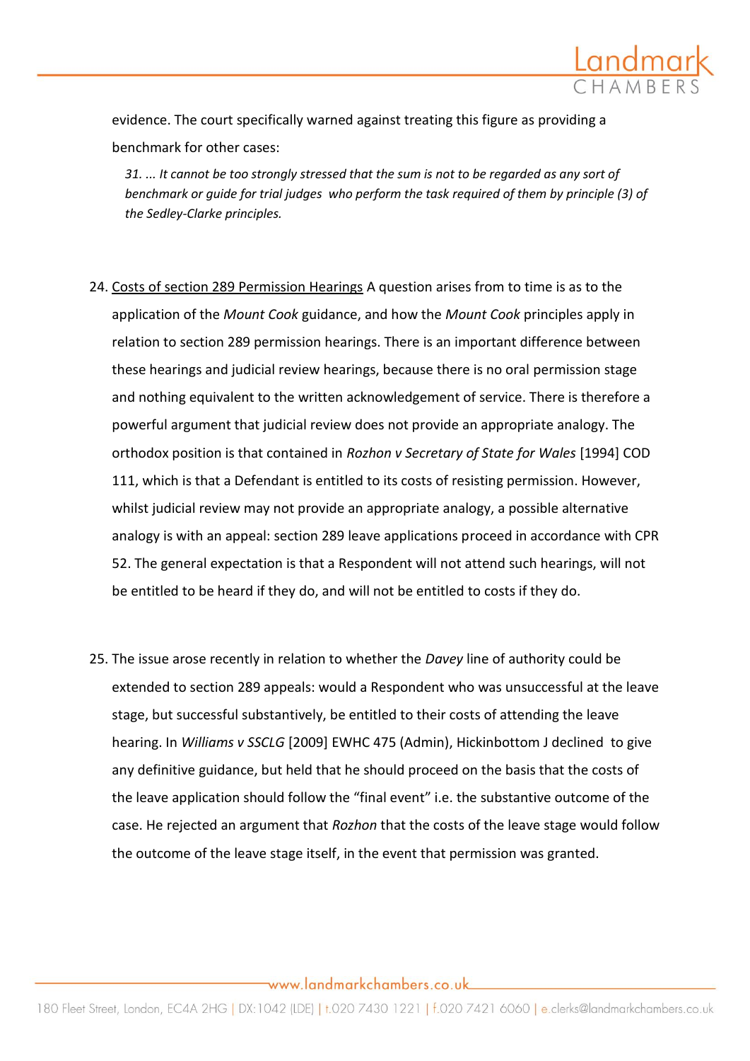evidence. The court specifically warned against treating this figure as providing a benchmark for other cases:

> *31. ... It cannot be too strongly stressed that the sum is not to be regarded as any sort of benchmark or guide for trial judges who perform the task required of them by principle (3) of the Sedley-Clarke principles.*

24. Costs of section 289 Permission Hearings A question arises from to time is as to the application of the *Mount Cook* guidance, and how the *Mount Cook* principles apply in relation to section 289 permission hearings. There is an important difference between these hearings and judicial review hearings, because there is no oral permission stage and nothing equivalent to the written acknowledgement of service. There is therefore a powerful argument that judicial review does not provide an appropriate analogy. The orthodox position is that contained in *Rozhon v Secretary of State for Wales* [1994] COD 111, which is that a Defendant is entitled to its costs of resisting permission. However, whilst judicial review may not provide an appropriate analogy, a possible alternative analogy is with an appeal: section 289 leave applications proceed in accordance with CPR 52. The general expectation is that a Respondent will not attend such hearings, will not be entitled to be heard if they do, and will not be entitled to costs if they do.

25. The issue arose recently in relation to whether the *Davey* line of authority could be extended to section 289 appeals: would a Respondent who was unsuccessful at the leave stage, but successful substantively, be entitled to their costs of attending the leave hearing. In *Williams v SSCLG* [2009] EWHC 475 (Admin), Hickinbottom J declined to give any definitive guidance, but held that he should proceed on the basis that the costs of the leave application should follow the "final event" i.e. the substantive outcome of the case. He rejected an argument that *Rozhon* that the costs of the leave stage would follow the outcome of the leave stage itself, in the event that permission was granted.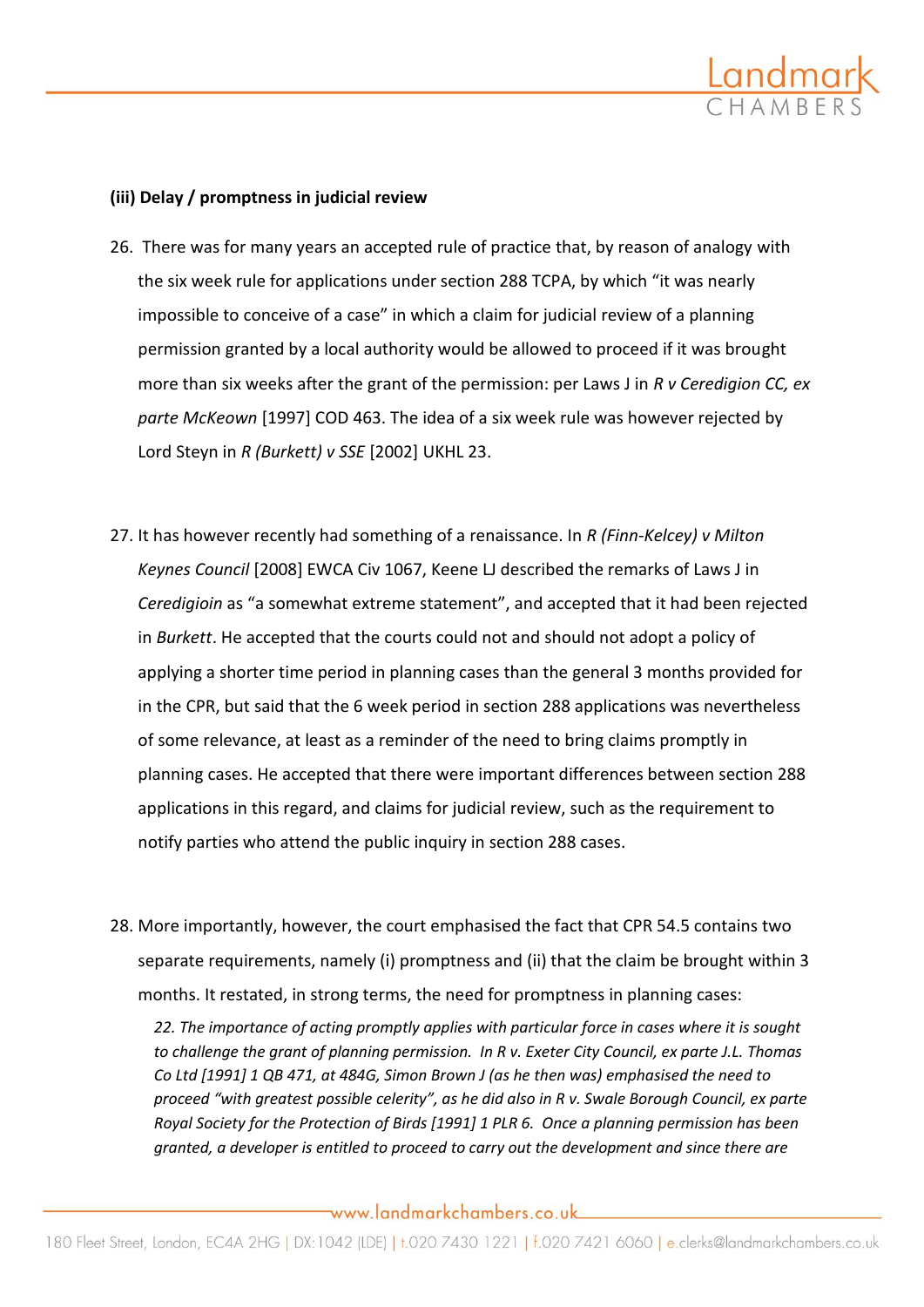**(iii) Delay / promptness in judicial review**

26. There was for many years an accepted rule of practice that, by reason of analogy with the six week rule for applications under section 288 TCPA, by which "it was nearly impossible to conceive of a case" in which a claim for judicial review of a planning permission granted by a local authority would be allowed to proceed if it was brought more than six weeks after the grant of the permission: per Laws J in *R v Ceredigion CC, ex parte McKeown* [1997] COD 463. The idea of a six week rule was however rejected by Lord Steyn in *R (Burkett) v SSE* [2002] UKHL 23.

27. It has however recently had something of a renaissance. In *R (Finn-Kelcey) v Milton Keynes Council* [2008] EWCA Civ 1067, Keene LJ described the remarks of Laws J in *Ceredigioin* as "a somewhat extreme statement", and accepted that it had been rejected in *Burkett*. He accepted that the courts could not and should not adopt a policy of applying a shorter time period in planning cases than the general 3 months provided for in the CPR, but said that the 6 week period in section 288 applications was nevertheless of some relevance, at least as a reminder of the need to bring claims promptly in planning cases. He accepted that there were important differences between section 288 applications in this regard, and claims for judicial review, such as the requirement to notify parties who attend the public inquiry in section 288 cases.

28. More importantly, however, the court emphasised the fact that CPR 54.5 contains two separate requirements, namely (i) promptness and (ii) that the claim be brought within 3 months. It restated, in strong terms, the need for promptness in planning cases:

> *22. The importance of acting promptly applies with particular force in cases where it is sought to challenge the grant of planning permission. In R v. Exeter City Council, ex parte J.L. Thomas Co Ltd [1991] 1 QB 471, at 484G, Simon Brown J (as he then was) emphasised the need to proceed "with greatest possible celerity", as he did also in R v. Swale Borough Council, ex parte Royal Society for the Protection of Birds [1991] 1 PLR 6. Once a planning permission has been granted, a developer is entitled to proceed to carry out the development and since there are*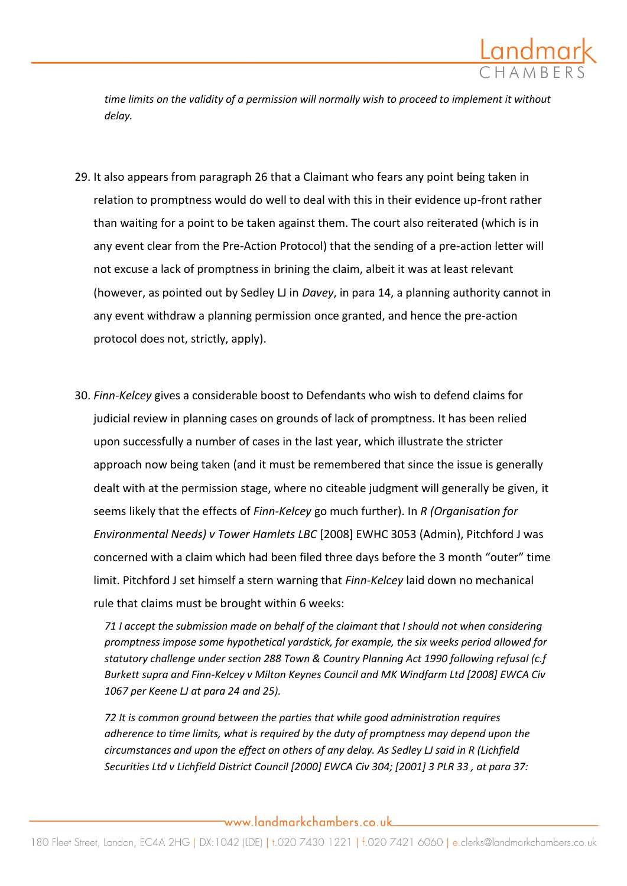*time limits on the validity of a permission will normally wish to proceed to implement it without delay.*

29. It also appears from paragraph 26 that a Claimant who fears any point being taken in relation to promptness would do well to deal with this in their evidence up-front rather than waiting for a point to be taken against them. The court also reiterated (which is in any event clear from the Pre-Action Protocol) that the sending of a pre-action letter will not excuse a lack of promptness in brining the claim, albeit it was at least relevant (however, as pointed out by Sedley LJ in *Davey*, in para 14, a planning authority cannot in any event withdraw a planning permission once granted, and hence the pre-action protocol does not, strictly, apply).

30. *Finn-Kelcey* gives a considerable boost to Defendants who wish to defend claims for judicial review in planning cases on grounds of lack of promptness. It has been relied upon successfully a number of cases in the last year, which illustrate the stricter approach now being taken (and it must be remembered that since the issue is generally dealt with at the permission stage, where no citeable judgment will generally be given, it seems likely that the effects of *Finn-Kelcey* go much further). In *R (Organisation for Environmental Needs) v Tower Hamlets LBC* [2008] EWHC 3053 (Admin), Pitchford J was concerned with a claim which had been filed three days before the 3 month "outer" time limit. Pitchford J set himself a stern warning that *Finn-Kelcey* laid down no mechanical rule that claims must be brought within 6 weeks:

    *71 I accept the submission made on behalf of the claimant that I should not when considering promptness impose some hypothetical yardstick, for example, the six weeks period allowed for statutory challenge under section 288 Town & Country Planning Act 1990 following refusal (c.f Burkett supra and Finn-Kelcey v Milton Keynes Council and MK Windfarm Ltd [2008] EWCA Civ 1067 per Keene LJ at para 24 and 25).*

    *72 It is common ground between the parties that while good administration requires adherence to time limits, what is required by the duty of promptness may depend upon the circumstances and upon the effect on others of any delay. As Sedley LJ said in R (Lichfield Securities Ltd v Lichfield District Council [2000] EWCA Civ 304; [2001] 3 PLR 33 , at para 37:*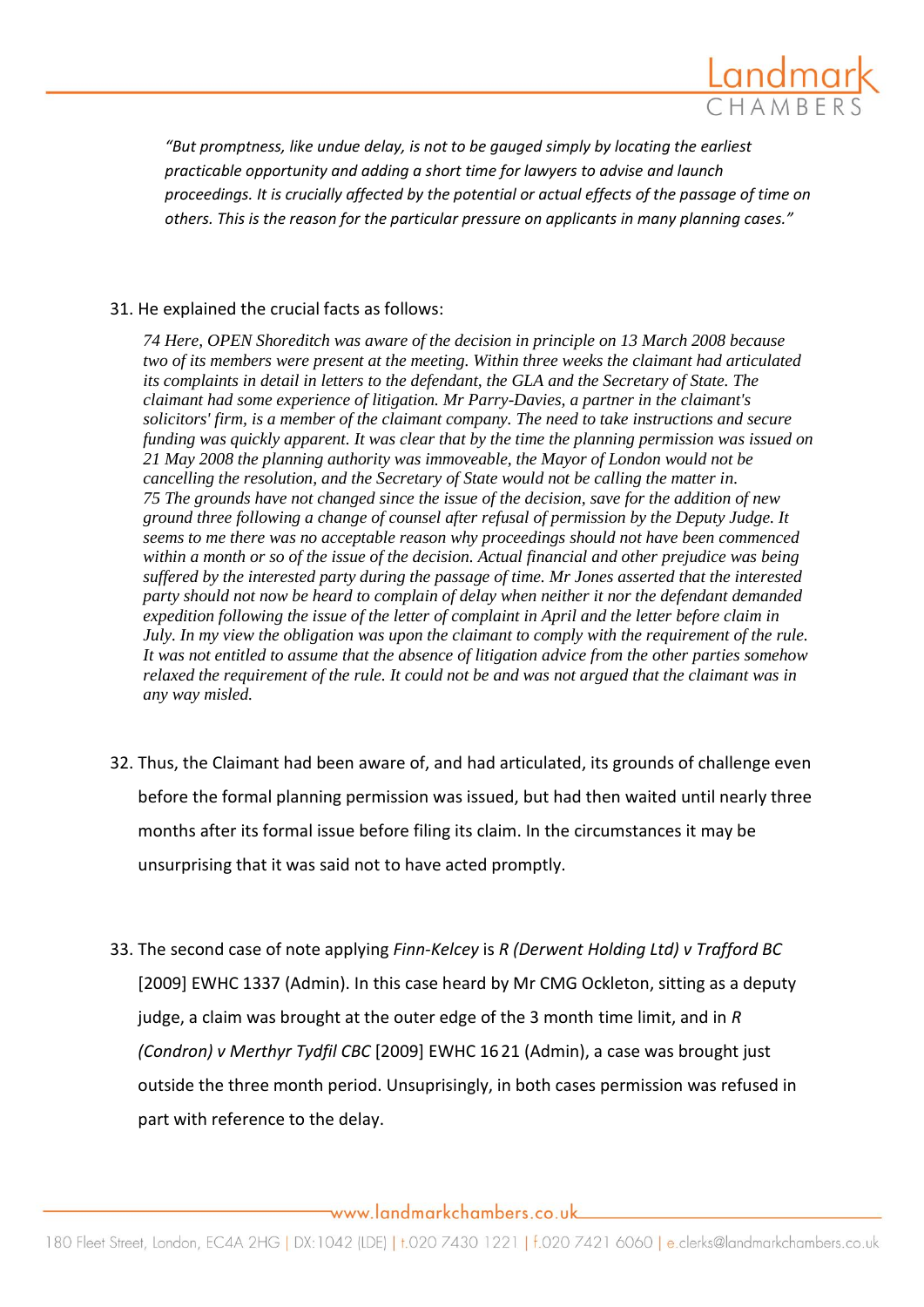*"But promptness, like undue delay, is not to be gauged simply by locating the earliest practicable opportunity and adding a short time for lawyers to advise and launch proceedings. It is crucially affected by the potential or actual effects of the passage of time on others. This is the reason for the particular pressure on applicants in many planning cases."*

31. He explained the crucial facts as follows:

> *74 Here, OPEN Shoreditch was aware of the decision in principle on 13 March 2008 because two of its members were present at the meeting. Within three weeks the claimant had articulated its complaints in detail in letters to the defendant, the GLA and the Secretary of State. The claimant had some experience of litigation. Mr Parry-Davies, a partner in the claimant's solicitors' firm, is a member of the claimant company. The need to take instructions and secure funding was quickly apparent. It was clear that by the time the planning permission was issued on 21 May 2008 the planning authority was immoveable, the Mayor of London would not be cancelling the resolution, and the Secretary of State would not be calling the matter in.*
>
> *75 The grounds have not changed since the issue of the decision, save for the addition of new ground three following a change of counsel after refusal of permission by the Deputy Judge. It seems to me there was no acceptable reason why proceedings should not have been commenced within a month or so of the issue of the decision. Actual financial and other prejudice was being suffered by the interested party during the passage of time. Mr Jones asserted that the interested party should not now be heard to complain of delay when neither it nor the defendant demanded expedition following the issue of the letter of complaint in April and the letter before claim in July. In my view the obligation was upon the claimant to comply with the requirement of the rule. It was not entitled to assume that the absence of litigation advice from the other parties somehow relaxed the requirement of the rule. It could not be and was not argued that the claimant was in any way misled.*

32. Thus, the Claimant had been aware of, and had articulated, its grounds of challenge even before the formal planning permission was issued, but had then waited until nearly three months after its formal issue before filing its claim. In the circumstances it may be unsurprising that it was said not to have acted promptly.

33. The second case of note applying *Finn-Kelcey* is *R (Derwent Holding Ltd) v Trafford BC* [2009] EWHC 1337 (Admin). In this case heard by Mr CMG Ockleton, sitting as a deputy judge, a claim was brought at the outer edge of the 3 month time limit, and in *R (Condron) v Merthyr Tydfil CBC* [2009] EWHC 1621 (Admin), a case was brought just outside the three month period. Unsuprisingly, in both cases permission was refused in part with reference to the delay.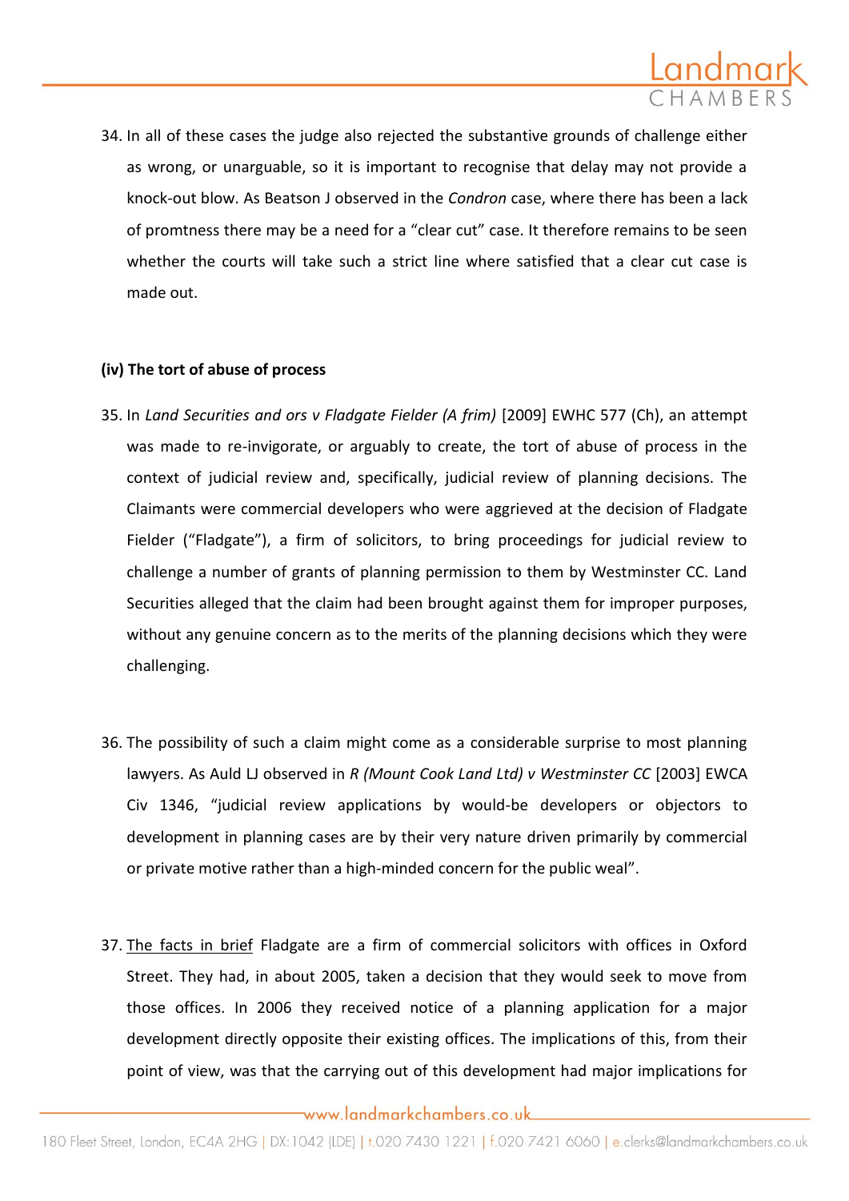34. In all of these cases the judge also rejected the substantive grounds of challenge either as wrong, or unarguable, so it is important to recognise that delay may not provide a knock-out blow. As Beatson J observed in the *Condron* case, where there has been a lack of promtness there may be a need for a "clear cut" case. It therefore remains to be seen whether the courts will take such a strict line where satisfied that a clear cut case is made out.

**(iv) The tort of abuse of process**

35. In *Land Securities and ors v Fladgate Fielder (A frim)* [2009] EWHC 577 (Ch), an attempt was made to re-invigorate, or arguably to create, the tort of abuse of process in the context of judicial review and, specifically, judicial review of planning decisions. The Claimants were commercial developers who were aggrieved at the decision of Fladgate Fielder ("Fladgate"), a firm of solicitors, to bring proceedings for judicial review to challenge a number of grants of planning permission to them by Westminster CC. Land Securities alleged that the claim had been brought against them for improper purposes, without any genuine concern as to the merits of the planning decisions which they were challenging.

36. The possibility of such a claim might come as a considerable surprise to most planning lawyers. As Auld LJ observed in *R (Mount Cook Land Ltd) v Westminster CC* [2003] EWCA Civ 1346, "judicial review applications by would-be developers or objectors to development in planning cases are by their very nature driven primarily by commercial or private motive rather than a high-minded concern for the public weal".

37. <u>The facts in brief</u> Fladgate are a firm of commercial solicitors with offices in Oxford Street. They had, in about 2005, taken a decision that they would seek to move from those offices. In 2006 they received notice of a planning application for a major development directly opposite their existing offices. The implications of this, from their point of view, was that the carrying out of this development had major implications for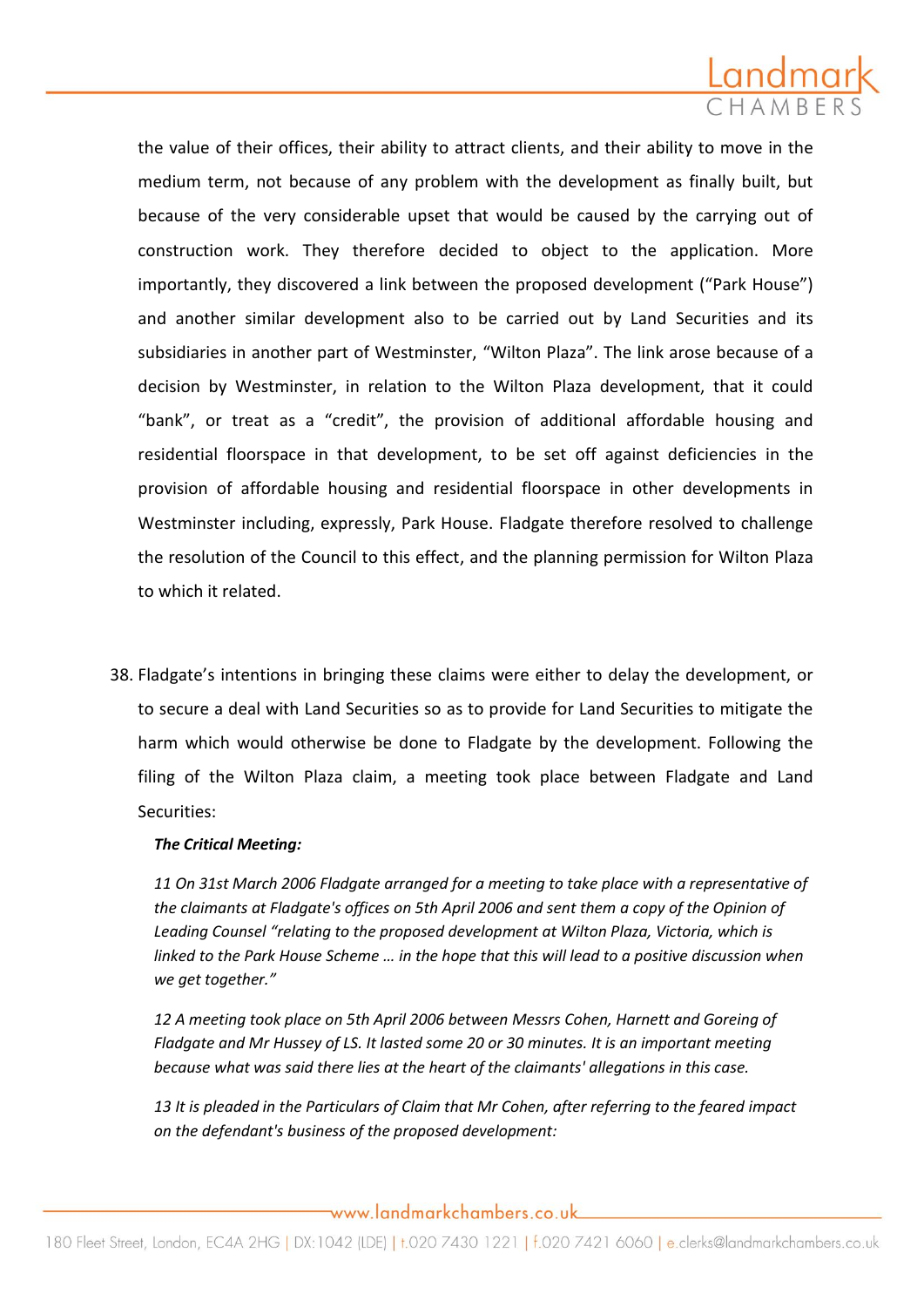the value of their offices, their ability to attract clients, and their ability to move in the medium term, not because of any problem with the development as finally built, but because of the very considerable upset that would be caused by the carrying out of construction work. They therefore decided to object to the application. More importantly, they discovered a link between the proposed development ("Park House") and another similar development also to be carried out by Land Securities and its subsidiaries in another part of Westminster, "Wilton Plaza". The link arose because of a decision by Westminster, in relation to the Wilton Plaza development, that it could "bank", or treat as a "credit", the provision of additional affordable housing and residential floorspace in that development, to be set off against deficiencies in the provision of affordable housing and residential floorspace in other developments in Westminster including, expressly, Park House. Fladgate therefore resolved to challenge the resolution of the Council to this effect, and the planning permission for Wilton Plaza to which it related.

38. Fladgate's intentions in bringing these claims were either to delay the development, or to secure a deal with Land Securities so as to provide for Land Securities to mitigate the harm which would otherwise be done to Fladgate by the development. Following the filing of the Wilton Plaza claim, a meeting took place between Fladgate and Land Securities:

***The Critical Meeting:***

*11 On 31st March 2006 Fladgate arranged for a meeting to take place with a representative of the claimants at Fladgate's offices on 5th April 2006 and sent them a copy of the Opinion of Leading Counsel "relating to the proposed development at Wilton Plaza, Victoria, which is linked to the Park House Scheme … in the hope that this will lead to a positive discussion when we get together."*

*12 A meeting took place on 5th April 2006 between Messrs Cohen, Harnett and Goreing of Fladgate and Mr Hussey of LS. It lasted some 20 or 30 minutes. It is an important meeting because what was said there lies at the heart of the claimants' allegations in this case.*

*13 It is pleaded in the Particulars of Claim that Mr Cohen, after referring to the feared impact on the defendant's business of the proposed development:*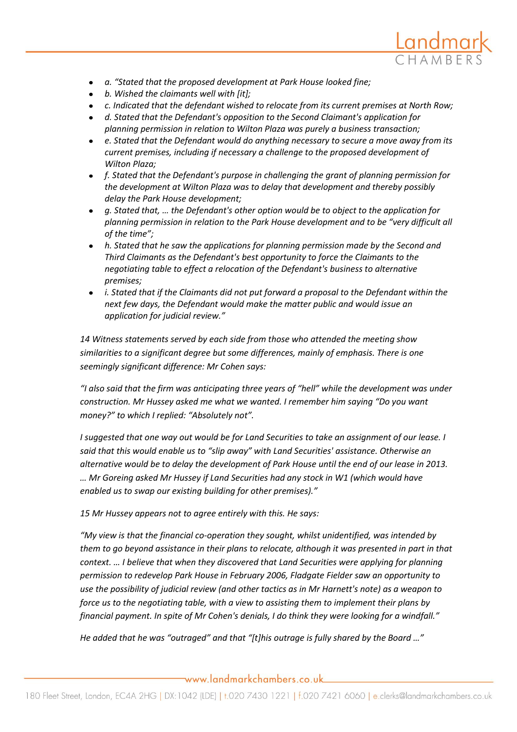- *a. "Stated that the proposed development at Park House looked fine;*
- *b. Wished the claimants well with [it];*
- *c. Indicated that the defendant wished to relocate from its current premises at North Row;*
- *d. Stated that the Defendant's opposition to the Second Claimant's application for planning permission in relation to Wilton Plaza was purely a business transaction;*
- *e. Stated that the Defendant would do anything necessary to secure a move away from its current premises, including if necessary a challenge to the proposed development of Wilton Plaza;*
- *f. Stated that the Defendant's purpose in challenging the grant of planning permission for the development at Wilton Plaza was to delay that development and thereby possibly delay the Park House development;*
- *g. Stated that, … the Defendant's other option would be to object to the application for planning permission in relation to the Park House development and to be "very difficult all of the time";*
- *h. Stated that he saw the applications for planning permission made by the Second and Third Claimants as the Defendant's best opportunity to force the Claimants to the negotiating table to effect a relocation of the Defendant's business to alternative premises;*
- *i. Stated that if the Claimants did not put forward a proposal to the Defendant within the next few days, the Defendant would make the matter public and would issue an application for judicial review."*

*14 Witness statements served by each side from those who attended the meeting show similarities to a significant degree but some differences, mainly of emphasis. There is one seemingly significant difference: Mr Cohen says:*

*"I also said that the firm was anticipating three years of "hell" while the development was under construction. Mr Hussey asked me what we wanted. I remember him saying "Do you want money?" to which I replied: "Absolutely not".*

*I suggested that one way out would be for Land Securities to take an assignment of our lease. I said that this would enable us to "slip away" with Land Securities' assistance. Otherwise an alternative would be to delay the development of Park House until the end of our lease in 2013. … Mr Goreing asked Mr Hussey if Land Securities had any stock in W1 (which would have enabled us to swap our existing building for other premises)."*

*15 Mr Hussey appears not to agree entirely with this. He says:*

*"My view is that the financial co-operation they sought, whilst unidentified, was intended by them to go beyond assistance in their plans to relocate, although it was presented in part in that context. … I believe that when they discovered that Land Securities were applying for planning permission to redevelop Park House in February 2006, Fladgate Fielder saw an opportunity to use the possibility of judicial review (and other tactics as in Mr Harnett's note) as a weapon to force us to the negotiating table, with a view to assisting them to implement their plans by financial payment. In spite of Mr Cohen's denials, I do think they were looking for a windfall."*

*He added that he was "outraged" and that "[t]his outrage is fully shared by the Board …"*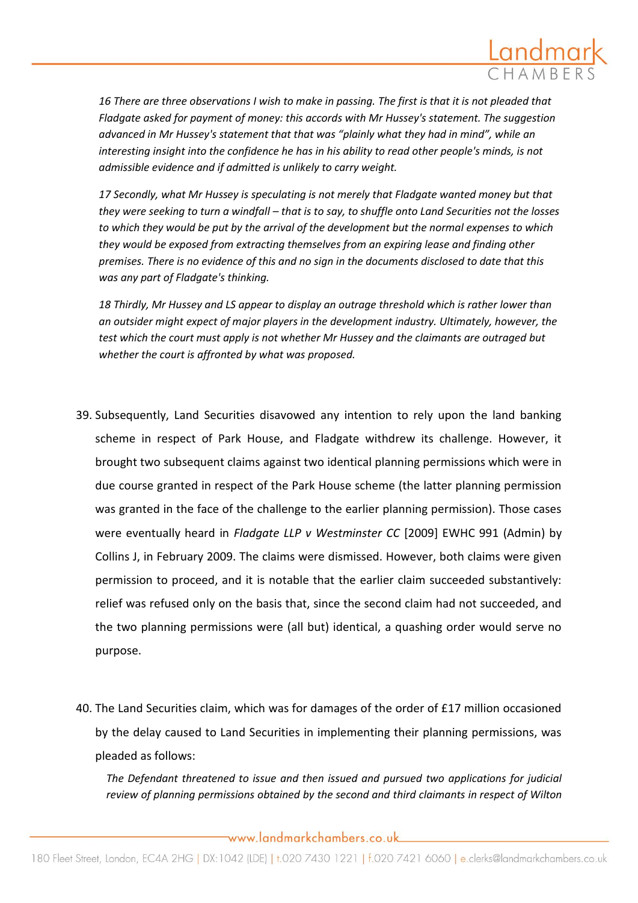*16 There are three observations I wish to make in passing. The first is that it is not pleaded that Fladgate asked for payment of money: this accords with Mr Hussey's statement. The suggestion advanced in Mr Hussey's statement that that was "plainly what they had in mind", while an interesting insight into the confidence he has in his ability to read other people's minds, is not admissible evidence and if admitted is unlikely to carry weight.*

*17 Secondly, what Mr Hussey is speculating is not merely that Fladgate wanted money but that they were seeking to turn a windfall – that is to say, to shuffle onto Land Securities not the losses to which they would be put by the arrival of the development but the normal expenses to which they would be exposed from extracting themselves from an expiring lease and finding other premises. There is no evidence of this and no sign in the documents disclosed to date that this was any part of Fladgate's thinking.*

*18 Thirdly, Mr Hussey and LS appear to display an outrage threshold which is rather lower than an outsider might expect of major players in the development industry. Ultimately, however, the test which the court must apply is not whether Mr Hussey and the claimants are outraged but whether the court is affronted by what was proposed.*

39. Subsequently, Land Securities disavowed any intention to rely upon the land banking scheme in respect of Park House, and Fladgate withdrew its challenge. However, it brought two subsequent claims against two identical planning permissions which were in due course granted in respect of the Park House scheme (the latter planning permission was granted in the face of the challenge to the earlier planning permission). Those cases were eventually heard in *Fladgate LLP v Westminster CC* [2009] EWHC 991 (Admin) by Collins J, in February 2009. The claims were dismissed. However, both claims were given permission to proceed, and it is notable that the earlier claim succeeded substantively: relief was refused only on the basis that, since the second claim had not succeeded, and the two planning permissions were (all but) identical, a quashing order would serve no purpose.

40. The Land Securities claim, which was for damages of the order of £17 million occasioned by the delay caused to Land Securities in implementing their planning permissions, was pleaded as follows:

*The Defendant threatened to issue and then issued and pursued two applications for judicial review of planning permissions obtained by the second and third claimants in respect of Wilton*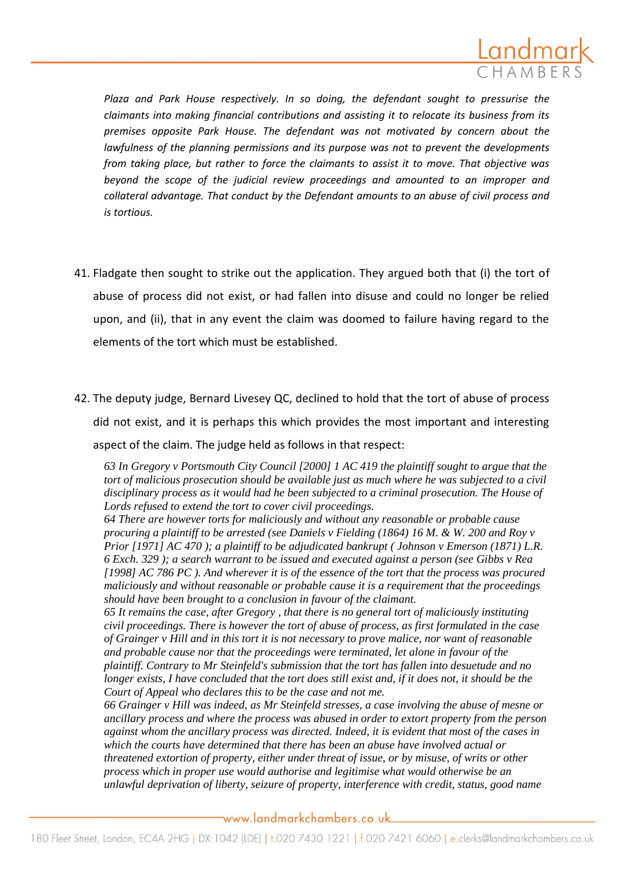*Plaza and Park House respectively. In so doing, the defendant sought to pressurise the claimants into making financial contributions and assisting it to relocate its business from its premises opposite Park House. The defendant was not motivated by concern about the lawfulness of the planning permissions and its purpose was not to prevent the developments from taking place, but rather to force the claimants to assist it to move. That objective was beyond the scope of the judicial review proceedings and amounted to an improper and collateral advantage. That conduct by the Defendant amounts to an abuse of civil process and is tortious.*

41. Fladgate then sought to strike out the application. They argued both that (i) the tort of abuse of process did not exist, or had fallen into disuse and could no longer be relied upon, and (ii), that in any event the claim was doomed to failure having regard to the elements of the tort which must be established.

42. The deputy judge, Bernard Livesey QC, declined to hold that the tort of abuse of process did not exist, and it is perhaps this which provides the most important and interesting aspect of the claim. The judge held as follows in that respect:

> *63 In Gregory v Portsmouth City Council [2000] 1 AC 419 the plaintiff sought to argue that the tort of malicious prosecution should be available just as much where he was subjected to a civil disciplinary process as it would had he been subjected to a criminal prosecution. The House of Lords refused to extend the tort to cover civil proceedings.*
>
> *64 There are however torts for maliciously and without any reasonable or probable cause procuring a plaintiff to be arrested (see Daniels v Fielding (1864) 16 M. & W. 200 and Roy v Prior [1971] AC 470 ); a plaintiff to be adjudicated bankrupt ( Johnson v Emerson (1871) L.R. 6 Exch. 329 ); a search warrant to be issued and executed against a person (see Gibbs v Rea [1998] AC 786 PC ). And wherever it is of the essence of the tort that the process was procured maliciously and without reasonable or probable cause it is a requirement that the proceedings should have been brought to a conclusion in favour of the claimant.*
>
> *65 It remains the case, after Gregory , that there is no general tort of maliciously instituting civil proceedings. There is however the tort of abuse of process, as first formulated in the case of Grainger v Hill and in this tort it is not necessary to prove malice, nor want of reasonable and probable cause nor that the proceedings were terminated, let alone in favour of the plaintiff. Contrary to Mr Steinfeld's submission that the tort has fallen into desuetude and no longer exists, I have concluded that the tort does still exist and, if it does not, it should be the Court of Appeal who declares this to be the case and not me.*
>
> *66 Grainger v Hill was indeed, as Mr Steinfeld stresses, a case involving the abuse of mesne or ancillary process and where the process was abused in order to extort property from the person against whom the ancillary process was directed. Indeed, it is evident that most of the cases in which the courts have determined that there has been an abuse have involved actual or threatened extortion of property, either under threat of issue, or by misuse, of writs or other process which in proper use would authorise and legitimise what would otherwise be an unlawful deprivation of liberty, seizure of property, interference with credit, status, good name*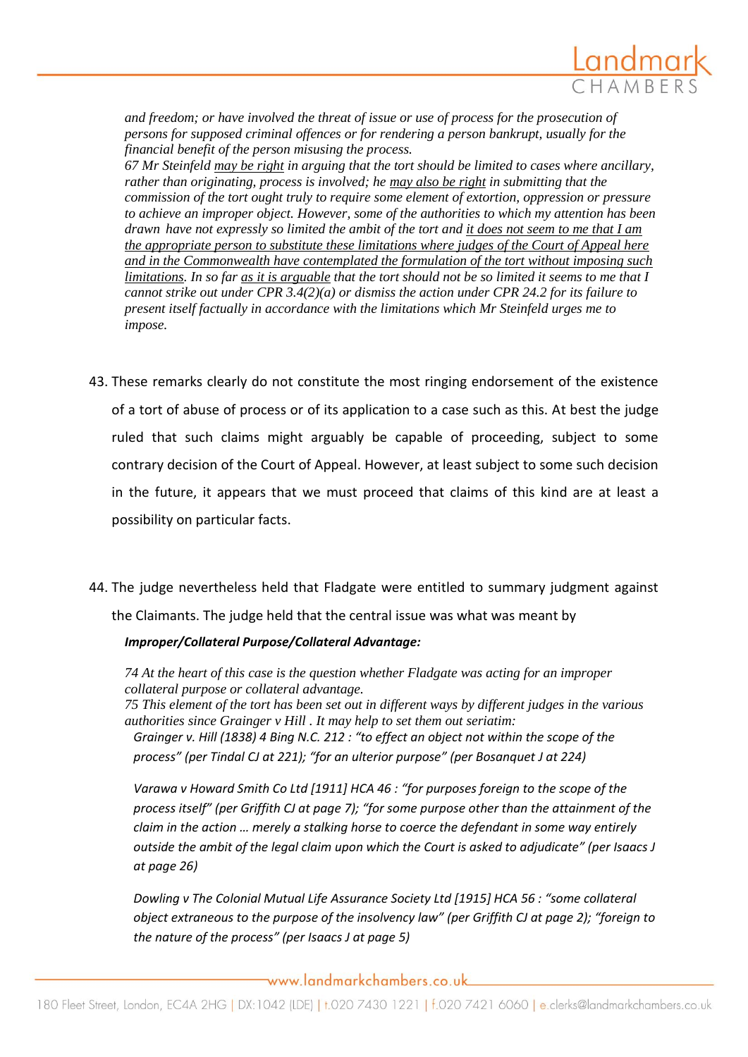*and freedom; or have involved the threat of issue or use of process for the prosecution of persons for supposed criminal offences or for rendering a person bankrupt, usually for the financial benefit of the person misusing the process.*

*67 Mr Steinfeld <u>may be right</u> in arguing that the tort should be limited to cases where ancillary, rather than originating, process is involved; he <u>may also be right</u> in submitting that the commission of the tort ought truly to require some element of extortion, oppression or pressure to achieve an improper object. However, some of the authorities to which my attention has been drawn have not expressly so limited the ambit of the tort and <u>it does not seem to me that I am the appropriate person to substitute these limitations where judges of the Court of Appeal here and in the Commonwealth have contemplated the formulation of the tort without imposing such limitations</u>. In so far <u>as it is arguable</u> that the tort should not be so limited it seems to me that I cannot strike out under CPR 3.4(2)(a) or dismiss the action under CPR 24.2 for its failure to present itself factually in accordance with the limitations which Mr Steinfeld urges me to impose.*

43. These remarks clearly do not constitute the most ringing endorsement of the existence of a tort of abuse of process or of its application to a case such as this. At best the judge ruled that such claims might arguably be capable of proceeding, subject to some contrary decision of the Court of Appeal. However, at least subject to some such decision in the future, it appears that we must proceed that claims of this kind are at least a possibility on particular facts.

44. The judge nevertheless held that Fladgate were entitled to summary judgment against the Claimants. The judge held that the central issue was what was meant by

***Improper/Collateral Purpose/Collateral Advantage:***

*74 At the heart of this case is the question whether Fladgate was acting for an improper collateral purpose or collateral advantage.*

*75 This element of the tort has been set out in different ways by different judges in the various authorities since Grainger v Hill . It may help to set them out seriatim:*

*Grainger v. Hill (1838) 4 Bing N.C. 212 : "to effect an object not within the scope of the process" (per Tindal CJ at 221); "for an ulterior purpose" (per Bosanquet J at 224)*

*Varawa v Howard Smith Co Ltd [1911] HCA 46 : "for purposes foreign to the scope of the process itself" (per Griffith CJ at page 7); "for some purpose other than the attainment of the claim in the action … merely a stalking horse to coerce the defendant in some way entirely outside the ambit of the legal claim upon which the Court is asked to adjudicate" (per Isaacs J at page 26)*

*Dowling v The Colonial Mutual Life Assurance Society Ltd [1915] HCA 56 : "some collateral object extraneous to the purpose of the insolvency law" (per Griffith CJ at page 2); "foreign to the nature of the process" (per Isaacs J at page 5)*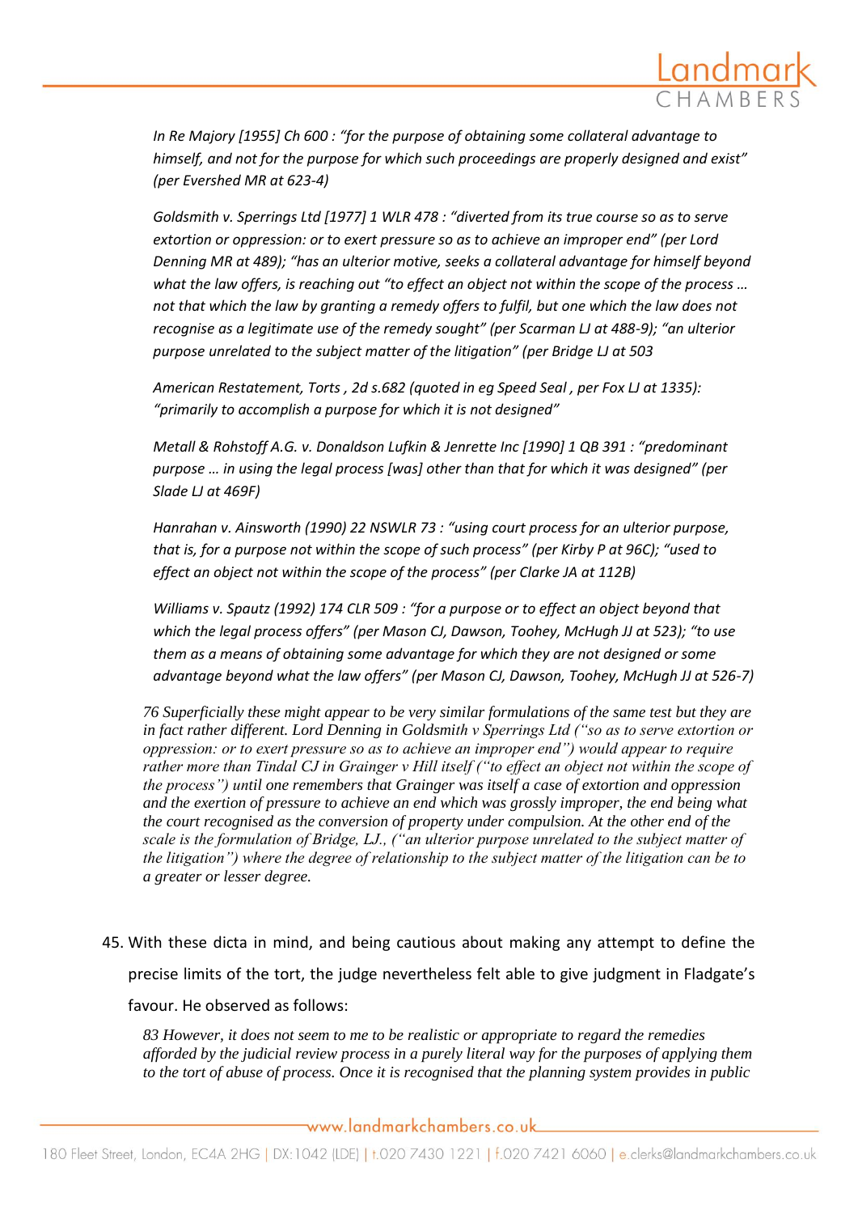*In Re Majory [1955] Ch 600 : "for the purpose of obtaining some collateral advantage to himself, and not for the purpose for which such proceedings are properly designed and exist" (per Evershed MR at 623-4)*

*Goldsmith v. Sperrings Ltd [1977] 1 WLR 478 : "diverted from its true course so as to serve extortion or oppression: or to exert pressure so as to achieve an improper end" (per Lord Denning MR at 489); "has an ulterior motive, seeks a collateral advantage for himself beyond what the law offers, is reaching out "to effect an object not within the scope of the process … not that which the law by granting a remedy offers to fulfil, but one which the law does not recognise as a legitimate use of the remedy sought" (per Scarman LJ at 488-9); "an ulterior purpose unrelated to the subject matter of the litigation" (per Bridge LJ at 503*

*American Restatement, Torts , 2d s.682 (quoted in eg Speed Seal , per Fox LJ at 1335): "primarily to accomplish a purpose for which it is not designed"*

*Metall & Rohstoff A.G. v. Donaldson Lufkin & Jenrette Inc [1990] 1 QB 391 : "predominant purpose … in using the legal process [was] other than that for which it was designed" (per Slade LJ at 469F)*

*Hanrahan v. Ainsworth (1990) 22 NSWLR 73 : "using court process for an ulterior purpose, that is, for a purpose not within the scope of such process" (per Kirby P at 96C); "used to effect an object not within the scope of the process" (per Clarke JA at 112B)*

*Williams v. Spautz (1992) 174 CLR 509 : "for a purpose or to effect an object beyond that which the legal process offers" (per Mason CJ, Dawson, Toohey, McHugh JJ at 523); "to use them as a means of obtaining some advantage for which they are not designed or some advantage beyond what the law offers" (per Mason CJ, Dawson, Toohey, McHugh JJ at 526-7)*

*76 Superficially these might appear to be very similar formulations of the same test but they are in fact rather different. Lord Denning in Goldsmith v Sperrings Ltd ("so as to serve extortion or oppression: or to exert pressure so as to achieve an improper end") would appear to require rather more than Tindal CJ in Grainger v Hill itself ("to effect an object not within the scope of the process") until one remembers that Grainger was itself a case of extortion and oppression and the exertion of pressure to achieve an end which was grossly improper, the end being what the court recognised as the conversion of property under compulsion. At the other end of the scale is the formulation of Bridge, LJ., ("an ulterior purpose unrelated to the subject matter of the litigation") where the degree of relationship to the subject matter of the litigation can be to a greater or lesser degree.*

45. With these dicta in mind, and being cautious about making any attempt to define the precise limits of the tort, the judge nevertheless felt able to give judgment in Fladgate's favour. He observed as follows:

*83 However, it does not seem to me to be realistic or appropriate to regard the remedies afforded by the judicial review process in a purely literal way for the purposes of applying them to the tort of abuse of process. Once it is recognised that the planning system provides in public*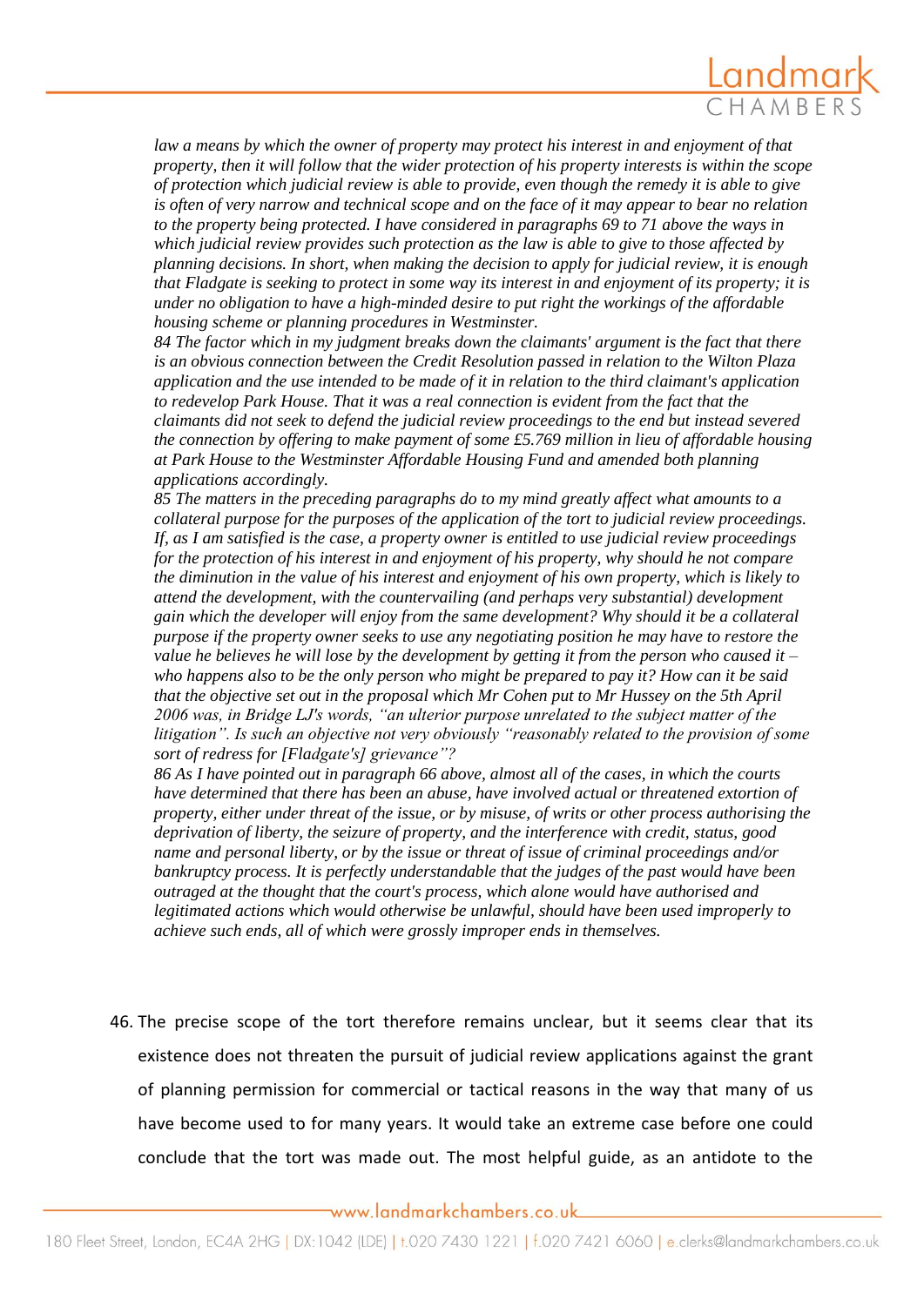*law a means by which the owner of property may protect his interest in and enjoyment of that property, then it will follow that the wider protection of his property interests is within the scope of protection which judicial review is able to provide, even though the remedy it is able to give is often of very narrow and technical scope and on the face of it may appear to bear no relation to the property being protected. I have considered in paragraphs 69 to 71 above the ways in which judicial review provides such protection as the law is able to give to those affected by planning decisions. In short, when making the decision to apply for judicial review, it is enough that Fladgate is seeking to protect in some way its interest in and enjoyment of its property; it is under no obligation to have a high-minded desire to put right the workings of the affordable housing scheme or planning procedures in Westminster.*

*84 The factor which in my judgment breaks down the claimants' argument is the fact that there is an obvious connection between the Credit Resolution passed in relation to the Wilton Plaza application and the use intended to be made of it in relation to the third claimant's application to redevelop Park House. That it was a real connection is evident from the fact that the claimants did not seek to defend the judicial review proceedings to the end but instead severed the connection by offering to make payment of some £5.769 million in lieu of affordable housing at Park House to the Westminster Affordable Housing Fund and amended both planning applications accordingly.*

*85 The matters in the preceding paragraphs do to my mind greatly affect what amounts to a collateral purpose for the purposes of the application of the tort to judicial review proceedings. If, as I am satisfied is the case, a property owner is entitled to use judicial review proceedings for the protection of his interest in and enjoyment of his property, why should he not compare the diminution in the value of his interest and enjoyment of his own property, which is likely to attend the development, with the countervailing (and perhaps very substantial) development gain which the developer will enjoy from the same development? Why should it be a collateral purpose if the property owner seeks to use any negotiating position he may have to restore the value he believes he will lose by the development by getting it from the person who caused it – who happens also to be the only person who might be prepared to pay it? How can it be said that the objective set out in the proposal which Mr Cohen put to Mr Hussey on the 5th April 2006 was, in Bridge LJ's words, "an ulterior purpose unrelated to the subject matter of the litigation". Is such an objective not very obviously "reasonably related to the provision of some sort of redress for [Fladgate's] grievance"?*

*86 As I have pointed out in paragraph 66 above, almost all of the cases, in which the courts have determined that there has been an abuse, have involved actual or threatened extortion of property, either under threat of the issue, or by misuse, of writs or other process authorising the deprivation of liberty, the seizure of property, and the interference with credit, status, good name and personal liberty, or by the issue or threat of issue of criminal proceedings and/or bankruptcy process. It is perfectly understandable that the judges of the past would have been outraged at the thought that the court's process, which alone would have authorised and legitimated actions which would otherwise be unlawful, should have been used improperly to achieve such ends, all of which were grossly improper ends in themselves.*

46. The precise scope of the tort therefore remains unclear, but it seems clear that its existence does not threaten the pursuit of judicial review applications against the grant of planning permission for commercial or tactical reasons in the way that many of us have become used to for many years. It would take an extreme case before one could conclude that the tort was made out. The most helpful guide, as an antidote to the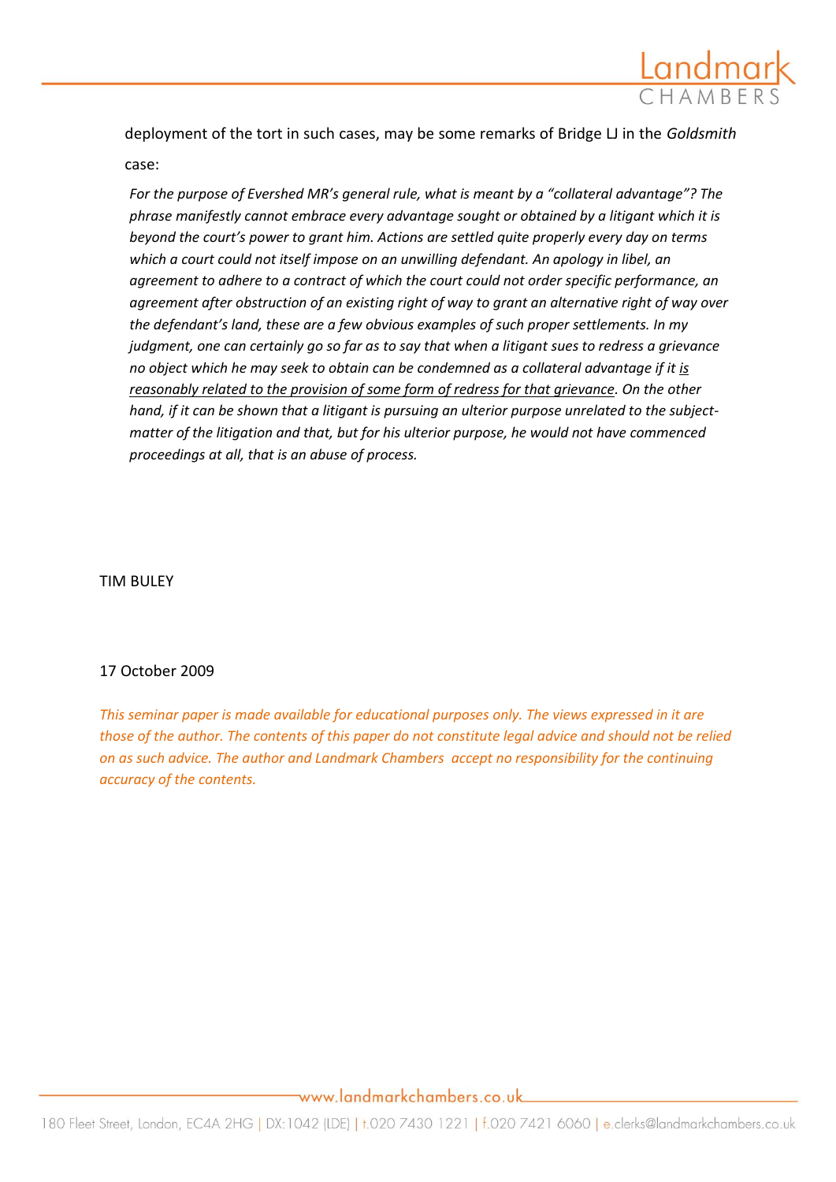deployment of the tort in such cases, may be some remarks of Bridge LJ in the *Goldsmith* case:

> *For the purpose of Evershed MR's general rule, what is meant by a "collateral advantage"? The phrase manifestly cannot embrace every advantage sought or obtained by a litigant which it is beyond the court's power to grant him. Actions are settled quite properly every day on terms which a court could not itself impose on an unwilling defendant. An apology in libel, an agreement to adhere to a contract of which the court could not order specific performance, an agreement after obstruction of an existing right of way to grant an alternative right of way over the defendant's land, these are a few obvious examples of such proper settlements. In my judgment, one can certainly go so far as to say that when a litigant sues to redress a grievance no object which he may seek to obtain can be condemned as a collateral advantage if it <u>is reasonably related to the provision of some form of redress for that grievance</u>. On the other hand, if it can be shown that a litigant is pursuing an ulterior purpose unrelated to the subject-matter of the litigation and that, but for his ulterior purpose, he would not have commenced proceedings at all, that is an abuse of process.*

TIM BULEY

17 October 2009

*This seminar paper is made available for educational purposes only. The views expressed in it are those of the author. The contents of this paper do not constitute legal advice and should not be relied on as such advice. The author and Landmark Chambers accept no responsibility for the continuing accuracy of the contents.*